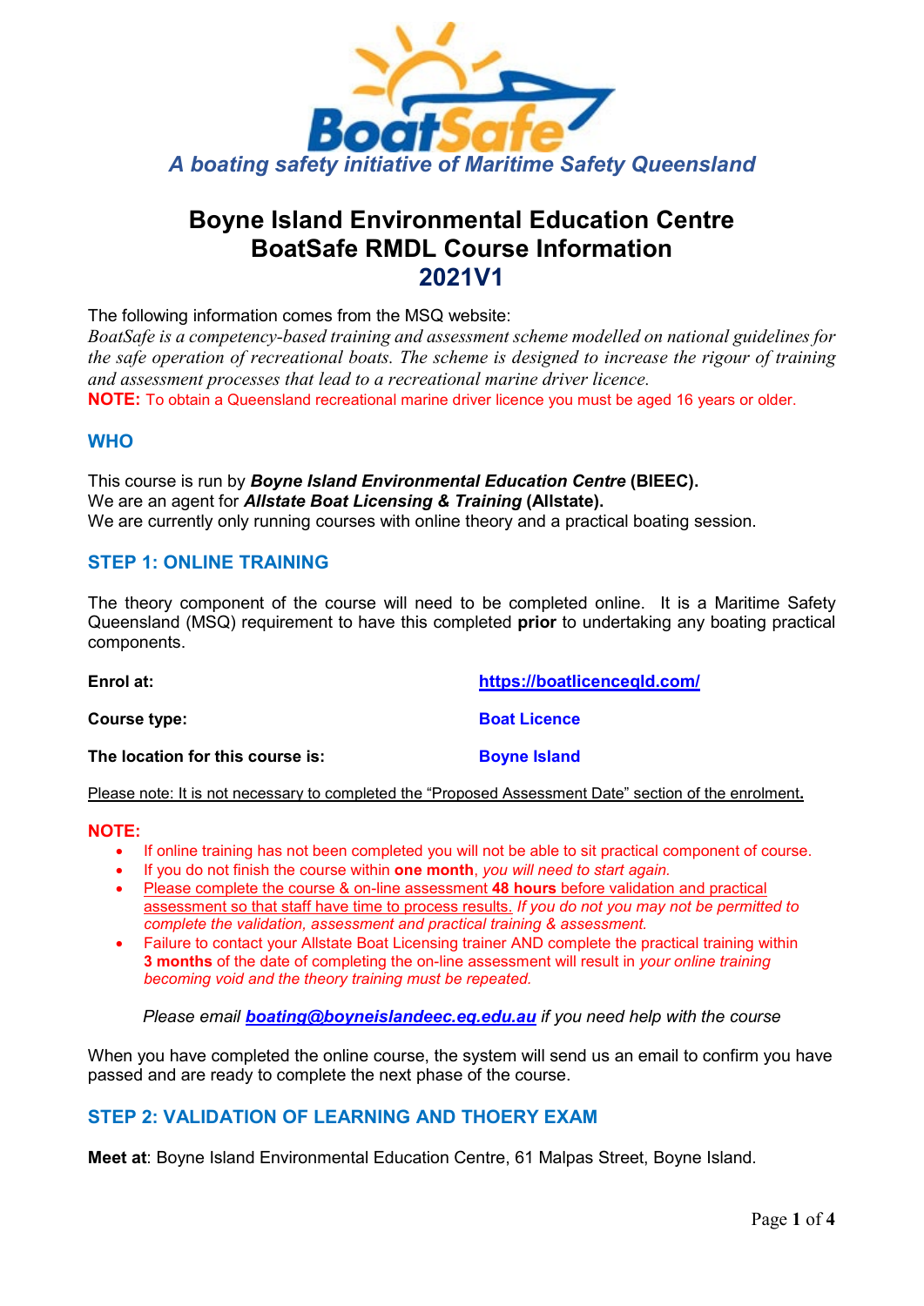*A boating safety initiative of Maritime Safety Queensland*

# Boyne Island Environmental Education Centre
# BoatSafe RMDL Course Information
# 2021V1

The following information comes from the MSQ website:

*BoatSafe is a competency-based training and assessment scheme modelled on national guidelines for the safe operation of recreational boats. The scheme is designed to increase the rigour of training and assessment processes that lead to a recreational marine driver licence.*

**NOTE:** To obtain a Queensland recreational marine driver licence you must be aged 16 years or older.

## WHO

This course is run by ***Boyne Island Environmental Education Centre*** **(BIEEC).**
We are an agent for ***Allstate Boat Licensing & Training*** **(Allstate).**
We are currently only running courses with online theory and a practical boating session.

## STEP 1: ONLINE TRAINING

The theory component of the course will need to be completed online. It is a Maritime Safety Queensland (MSQ) requirement to have this completed **prior** to undertaking any boating practical components.

| | |
|---|---|
| **Enrol at:** | **https://boatlicenceqld.com/** |
| **Course type:** | **Boat Licence** |
| **The location for this course is:** | **Boyne Island** |

Please note: It is not necessary to completed the "Proposed Assessment Date" section of the enrolment**.**

**NOTE:**

- If online training has not been completed you will not be able to sit practical component of course.
- If you do not finish the course within **one month**, *you will need to start again.*
- Please complete the course & on-line assessment **48 hours** before validation and practical assessment so that staff have time to process results. *If you do not you may not be permitted to complete the validation, assessment and practical training & assessment.*
- Failure to contact your Allstate Boat Licensing trainer AND complete the practical training within **3 months** of the date of completing the on-line assessment will result in *your online training becoming void and the theory training must be repeated.*

*Please email **boating@boyneislandeec.eq.edu.au** if you need help with the course*

When you have completed the online course, the system will send us an email to confirm you have passed and are ready to complete the next phase of the course.

## STEP 2: VALIDATION OF LEARNING AND THOERY EXAM

**Meet at**: Boyne Island Environmental Education Centre, 61 Malpas Street, Boyne Island.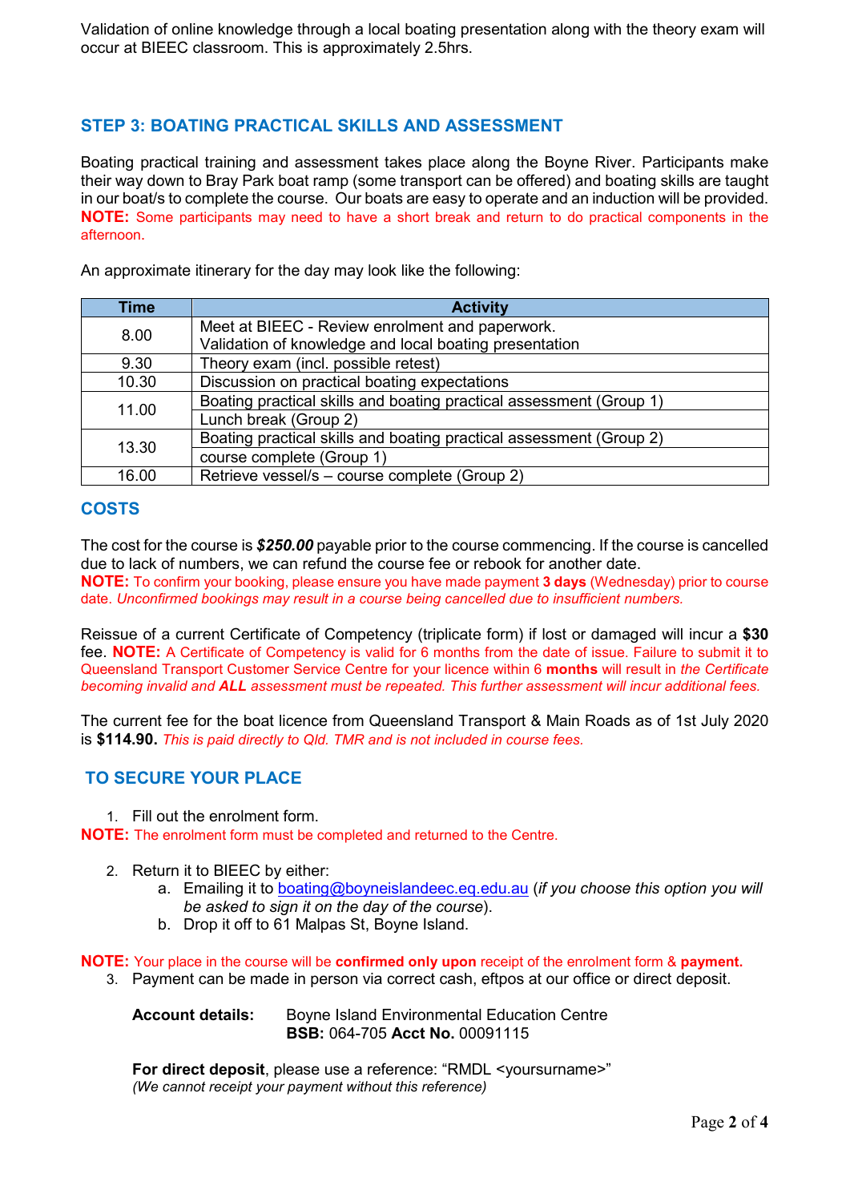Validation of online knowledge through a local boating presentation along with the theory exam will occur at BIEEC classroom. This is approximately 2.5hrs.

## STEP 3: BOATING PRACTICAL SKILLS AND ASSESSMENT

Boating practical training and assessment takes place along the Boyne River. Participants make their way down to Bray Park boat ramp (some transport can be offered) and boating skills are taught in our boat/s to complete the course. Our boats are easy to operate and an induction will be provided. **NOTE:** Some participants may need to have a short break and return to do practical components in the afternoon.

An approximate itinerary for the day may look like the following:

| Time | Activity |
|---|---|
| 8.00 | Meet at BIEEC - Review enrolment and paperwork.<br>Validation of knowledge and local boating presentation |
| 9.30 | Theory exam (incl. possible retest) |
| 10.30 | Discussion on practical boating expectations |
| 11.00 | Boating practical skills and boating practical assessment (Group 1) |
| | Lunch break (Group 2) |
| 13.30 | Boating practical skills and boating practical assessment (Group 2) |
| | course complete (Group 1) |
| 16.00 | Retrieve vessel/s – course complete (Group 2) |

## COSTS

The cost for the course is ***$250.00*** payable prior to the course commencing. If the course is cancelled due to lack of numbers, we can refund the course fee or rebook for another date.
**NOTE:** To confirm your booking, please ensure you have made payment **3 days** (Wednesday) prior to course date. *Unconfirmed bookings may result in a course being cancelled due to insufficient numbers.*

Reissue of a current Certificate of Competency (triplicate form) if lost or damaged will incur a **$30** fee. **NOTE:** A Certificate of Competency is valid for 6 months from the date of issue. Failure to submit it to Queensland Transport Customer Service Centre for your licence within 6 **months** will result in *the Certificate becoming invalid and **ALL** assessment must be repeated. This further assessment will incur additional fees.*

The current fee for the boat licence from Queensland Transport & Main Roads as of 1st July 2020 is **$114.90.** *This is paid directly to Qld. TMR and is not included in course fees.*

## TO SECURE YOUR PLACE

1. Fill out the enrolment form.

**NOTE:** The enrolment form must be completed and returned to the Centre.

2. Return it to BIEEC by either:
   a. Emailing it to boating@boyneislandeec.eq.edu.au (*if you choose this option you will be asked to sign it on the day of the course*).
   b. Drop it off to 61 Malpas St, Boyne Island.

**NOTE:** Your place in the course will be **confirmed only upon** receipt of the enrolment form & **payment.**

3. Payment can be made in person via correct cash, eftpos at our office or direct deposit.

**Account details:** Boyne Island Environmental Education Centre
**BSB:** 064-705 **Acct No.** 00091115

**For direct deposit**, please use a reference: "RMDL <yoursurname>"
*(We cannot receipt your payment without this reference)*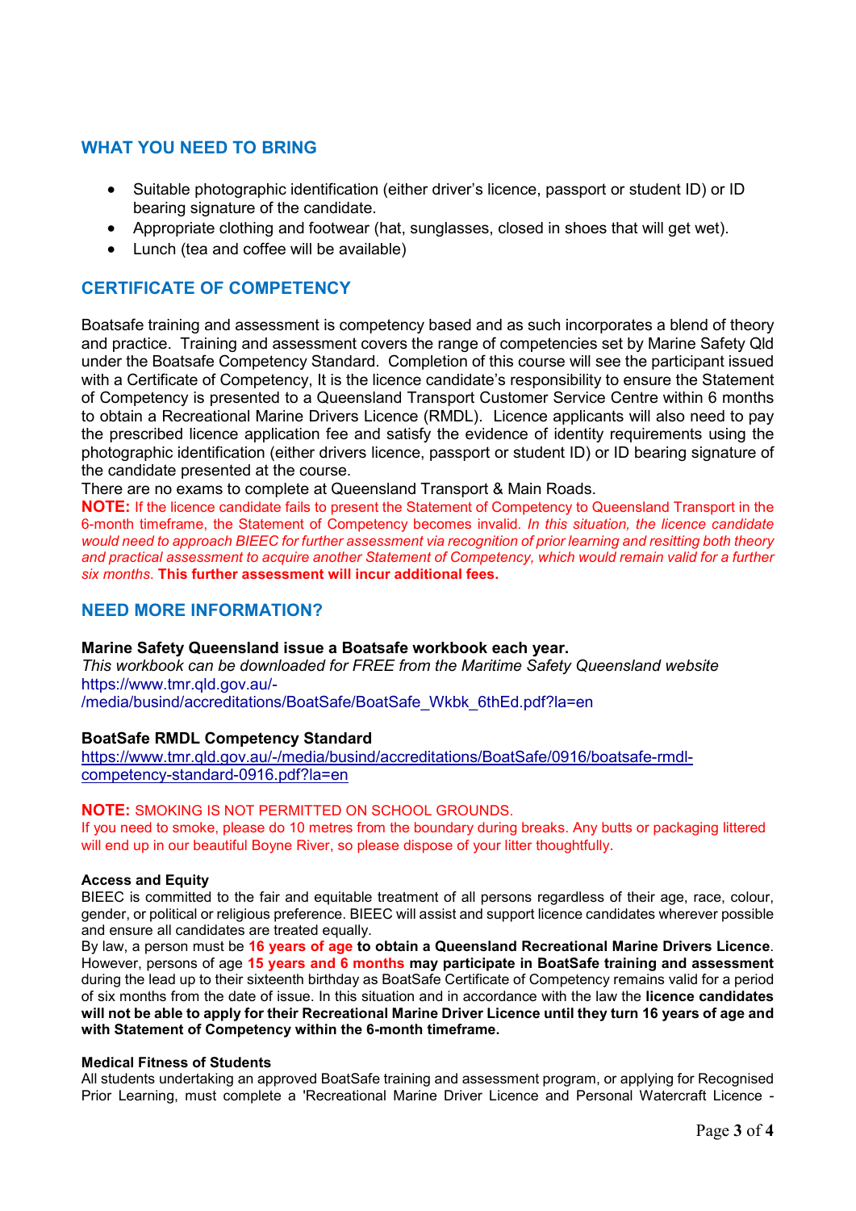## WHAT YOU NEED TO BRING

- Suitable photographic identification (either driver's licence, passport or student ID) or ID bearing signature of the candidate.
- Appropriate clothing and footwear (hat, sunglasses, closed in shoes that will get wet).
- Lunch (tea and coffee will be available)

## CERTIFICATE OF COMPETENCY

Boatsafe training and assessment is competency based and as such incorporates a blend of theory and practice. Training and assessment covers the range of competencies set by Marine Safety Qld under the Boatsafe Competency Standard. Completion of this course will see the participant issued with a Certificate of Competency, It is the licence candidate's responsibility to ensure the Statement of Competency is presented to a Queensland Transport Customer Service Centre within 6 months to obtain a Recreational Marine Drivers Licence (RMDL). Licence applicants will also need to pay the prescribed licence application fee and satisfy the evidence of identity requirements using the photographic identification (either drivers licence, passport or student ID) or ID bearing signature of the candidate presented at the course.

There are no exams to complete at Queensland Transport & Main Roads.

**NOTE:** If the licence candidate fails to present the Statement of Competency to Queensland Transport in the 6-month timeframe, the Statement of Competency becomes invalid. *In this situation, the licence candidate would need to approach BIEEC for further assessment via recognition of prior learning and resitting both theory and practical assessment to acquire another Statement of Competency, which would remain valid for a further six months.* **This further assessment will incur additional fees.**

## NEED MORE INFORMATION?

**Marine Safety Queensland issue a Boatsafe workbook each year.**

*This workbook can be downloaded for FREE from the Maritime Safety Queensland website*

https://www.tmr.qld.gov.au/-/media/busind/accreditations/BoatSafe/BoatSafe_Wkbk_6thEd.pdf?la=en

**BoatSafe RMDL Competency Standard**

https://www.tmr.qld.gov.au/-/media/busind/accreditations/BoatSafe/0916/boatsafe-rmdl-competency-standard-0916.pdf?la=en

**NOTE:** SMOKING IS NOT PERMITTED ON SCHOOL GROUNDS.

If you need to smoke, please do 10 metres from the boundary during breaks. Any butts or packaging littered will end up in our beautiful Boyne River, so please dispose of your litter thoughtfully.

**Access and Equity**

BIEEC is committed to the fair and equitable treatment of all persons regardless of their age, race, colour, gender, or political or religious preference. BIEEC will assist and support licence candidates wherever possible and ensure all candidates are treated equally.

By law, a person must be **16 years of age to obtain a Queensland Recreational Marine Drivers Licence**. However, persons of age **15 years and 6 months may participate in BoatSafe training and assessment** during the lead up to their sixteenth birthday as BoatSafe Certificate of Competency remains valid for a period of six months from the date of issue. In this situation and in accordance with the law the **licence candidates will not be able to apply for their Recreational Marine Driver Licence until they turn 16 years of age and with Statement of Competency within the 6-month timeframe.**

**Medical Fitness of Students**

All students undertaking an approved BoatSafe training and assessment program, or applying for Recognised Prior Learning, must complete a 'Recreational Marine Driver Licence and Personal Watercraft Licence -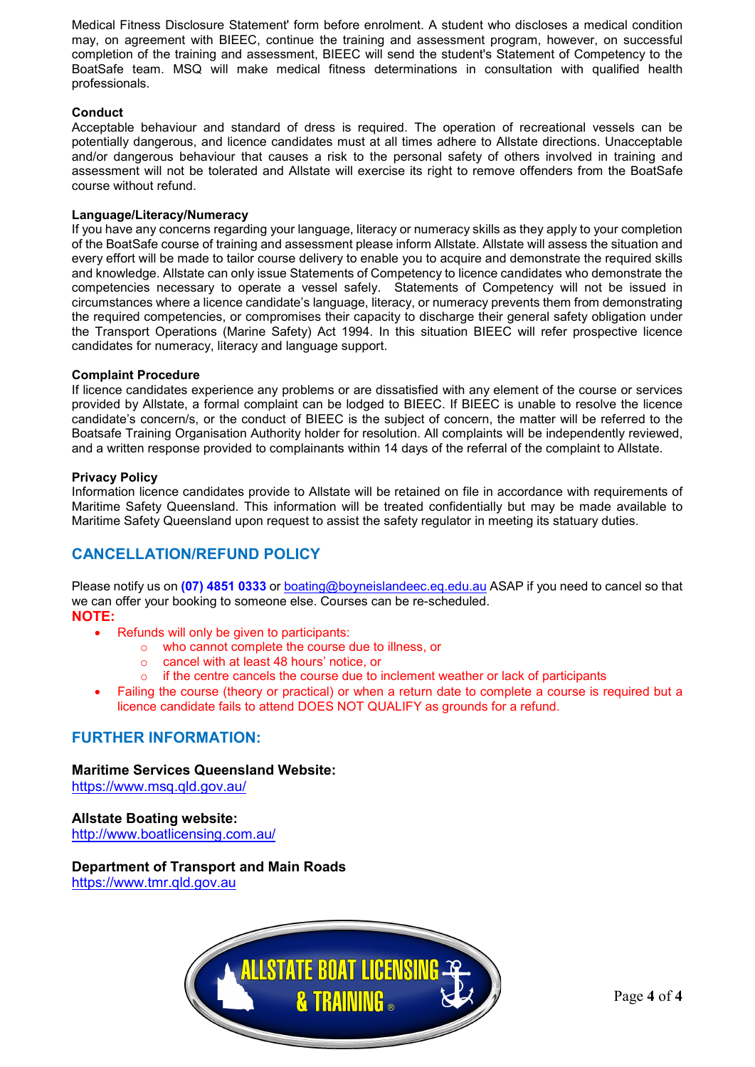Medical Fitness Disclosure Statement' form before enrolment. A student who discloses a medical condition may, on agreement with BIEEC, continue the training and assessment program, however, on successful completion of the training and assessment, BIEEC will send the student's Statement of Competency to the BoatSafe team. MSQ will make medical fitness determinations in consultation with qualified health professionals.

**Conduct**

Acceptable behaviour and standard of dress is required. The operation of recreational vessels can be potentially dangerous, and licence candidates must at all times adhere to Allstate directions. Unacceptable and/or dangerous behaviour that causes a risk to the personal safety of others involved in training and assessment will not be tolerated and Allstate will exercise its right to remove offenders from the BoatSafe course without refund.

**Language/Literacy/Numeracy**

If you have any concerns regarding your language, literacy or numeracy skills as they apply to your completion of the BoatSafe course of training and assessment please inform Allstate. Allstate will assess the situation and every effort will be made to tailor course delivery to enable you to acquire and demonstrate the required skills and knowledge. Allstate can only issue Statements of Competency to licence candidates who demonstrate the competencies necessary to operate a vessel safely. Statements of Competency will not be issued in circumstances where a licence candidate's language, literacy, or numeracy prevents them from demonstrating the required competencies, or compromises their capacity to discharge their general safety obligation under the Transport Operations (Marine Safety) Act 1994. In this situation BIEEC will refer prospective licence candidates for numeracy, literacy and language support.

**Complaint Procedure**

If licence candidates experience any problems or are dissatisfied with any element of the course or services provided by Allstate, a formal complaint can be lodged to BIEEC. If BIEEC is unable to resolve the licence candidate's concern/s, or the conduct of BIEEC is the subject of concern, the matter will be referred to the Boatsafe Training Organisation Authority holder for resolution. All complaints will be independently reviewed, and a written response provided to complainants within 14 days of the referral of the complaint to Allstate.

**Privacy Policy**

Information licence candidates provide to Allstate will be retained on file in accordance with requirements of Maritime Safety Queensland. This information will be treated confidentially but may be made available to Maritime Safety Queensland upon request to assist the safety regulator in meeting its statuary duties.

## CANCELLATION/REFUND POLICY

Please notify us on **(07) 4851 0333** or boating@boyneislandeec.eq.edu.au ASAP if you need to cancel so that we can offer your booking to someone else. Courses can be re-scheduled.

**NOTE:**

- Refunds will only be given to participants:
  - who cannot complete the course due to illness, or
  - cancel with at least 48 hours' notice, or
  - if the centre cancels the course due to inclement weather or lack of participants
- Failing the course (theory or practical) or when a return date to complete a course is required but a licence candidate fails to attend DOES NOT QUALIFY as grounds for a refund.

## FURTHER INFORMATION:

**Maritime Services Queensland Website:**
https://www.msq.qld.gov.au/

**Allstate Boating website:**
http://www.boatlicensing.com.au/

**Department of Transport and Main Roads**
https://www.tmr.qld.gov.au

ALLSTATE BOAT LICENSING & TRAINING®